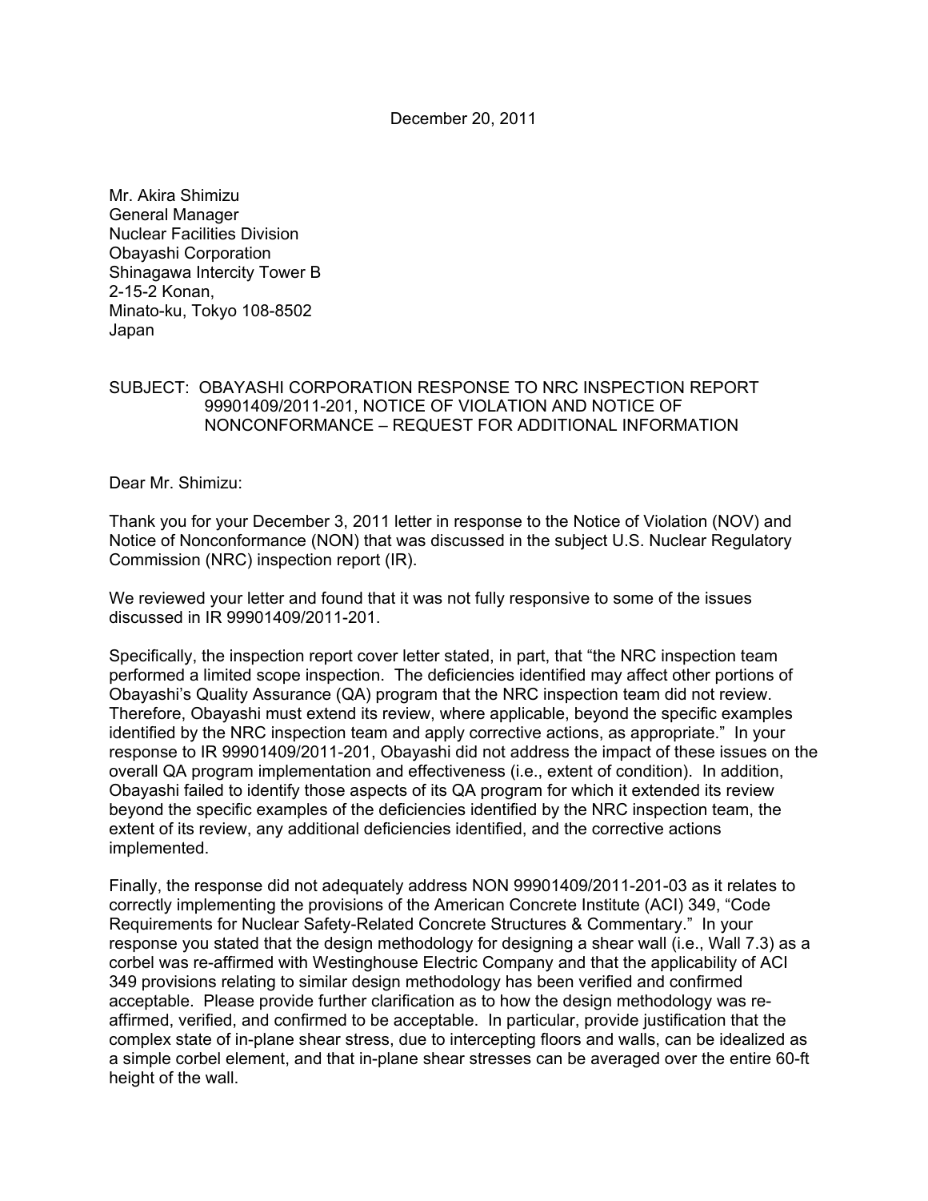December 20, 2011

Mr. Akira Shimizu
General Manager
Nuclear Facilities Division
Obayashi Corporation
Shinagawa Intercity Tower B
2-15-2 Konan,
Minato-ku, Tokyo 108-8502
Japan

SUBJECT: OBAYASHI CORPORATION RESPONSE TO NRC INSPECTION REPORT 99901409/2011-201, NOTICE OF VIOLATION AND NOTICE OF NONCONFORMANCE – REQUEST FOR ADDITIONAL INFORMATION

Dear Mr. Shimizu:

Thank you for your December 3, 2011 letter in response to the Notice of Violation (NOV) and Notice of Nonconformance (NON) that was discussed in the subject U.S. Nuclear Regulatory Commission (NRC) inspection report (IR).

We reviewed your letter and found that it was not fully responsive to some of the issues discussed in IR 99901409/2011-201.

Specifically, the inspection report cover letter stated, in part, that "the NRC inspection team performed a limited scope inspection. The deficiencies identified may affect other portions of Obayashi's Quality Assurance (QA) program that the NRC inspection team did not review. Therefore, Obayashi must extend its review, where applicable, beyond the specific examples identified by the NRC inspection team and apply corrective actions, as appropriate." In your response to IR 99901409/2011-201, Obayashi did not address the impact of these issues on the overall QA program implementation and effectiveness (i.e., extent of condition). In addition, Obayashi failed to identify those aspects of its QA program for which it extended its review beyond the specific examples of the deficiencies identified by the NRC inspection team, the extent of its review, any additional deficiencies identified, and the corrective actions implemented.

Finally, the response did not adequately address NON 99901409/2011-201-03 as it relates to correctly implementing the provisions of the American Concrete Institute (ACI) 349, "Code Requirements for Nuclear Safety-Related Concrete Structures & Commentary." In your response you stated that the design methodology for designing a shear wall (i.e., Wall 7.3) as a corbel was re-affirmed with Westinghouse Electric Company and that the applicability of ACI 349 provisions relating to similar design methodology has been verified and confirmed acceptable. Please provide further clarification as to how the design methodology was re-affirmed, verified, and confirmed to be acceptable. In particular, provide justification that the complex state of in-plane shear stress, due to intercepting floors and walls, can be idealized as a simple corbel element, and that in-plane shear stresses can be averaged over the entire 60-ft height of the wall.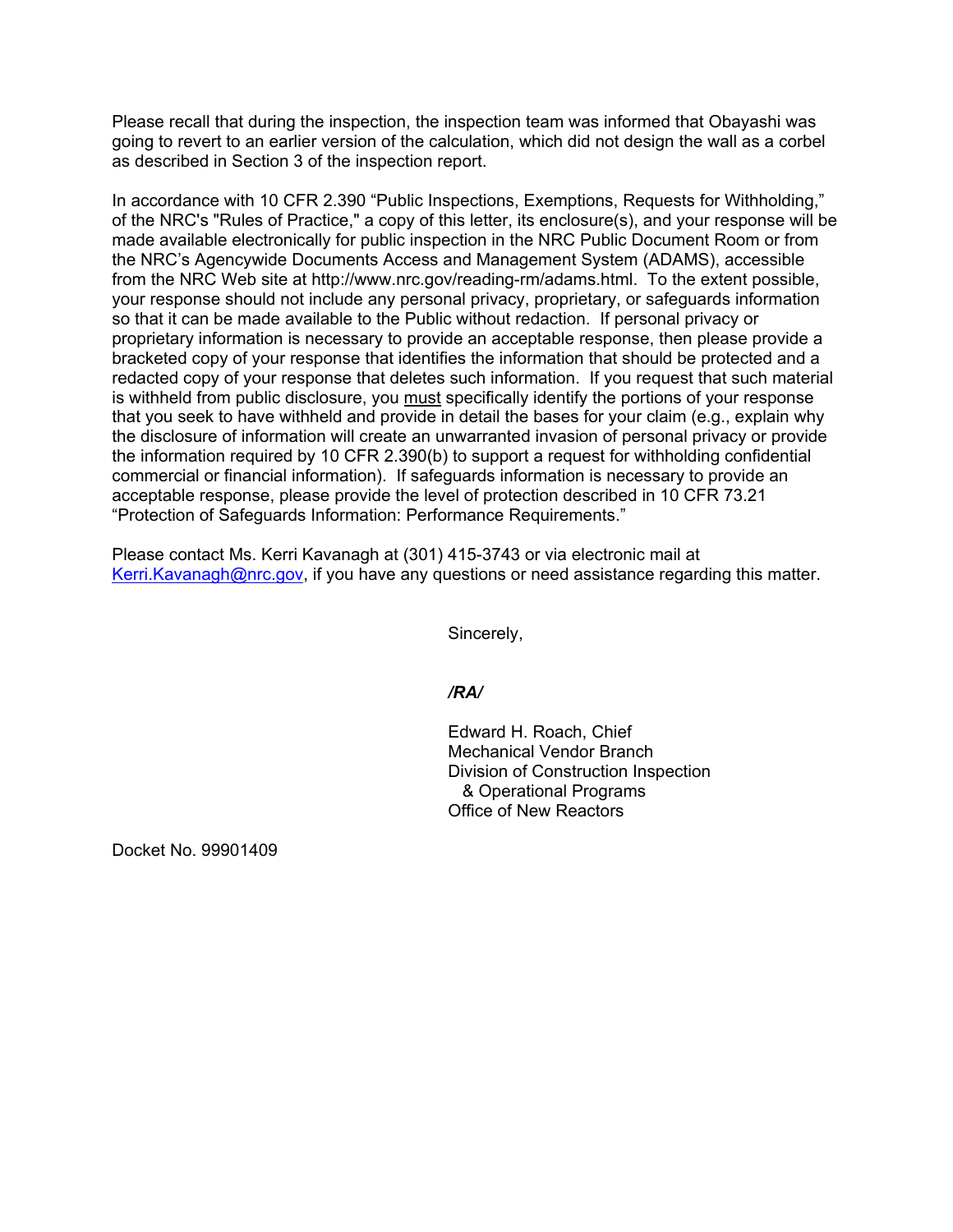Please recall that during the inspection, the inspection team was informed that Obayashi was going to revert to an earlier version of the calculation, which did not design the wall as a corbel as described in Section 3 of the inspection report.

In accordance with 10 CFR 2.390 "Public Inspections, Exemptions, Requests for Withholding," of the NRC's "Rules of Practice," a copy of this letter, its enclosure(s), and your response will be made available electronically for public inspection in the NRC Public Document Room or from the NRC's Agencywide Documents Access and Management System (ADAMS), accessible from the NRC Web site at http://www.nrc.gov/reading-rm/adams.html. To the extent possible, your response should not include any personal privacy, proprietary, or safeguards information so that it can be made available to the Public without redaction. If personal privacy or proprietary information is necessary to provide an acceptable response, then please provide a bracketed copy of your response that identifies the information that should be protected and a redacted copy of your response that deletes such information. If you request that such material is withheld from public disclosure, you must specifically identify the portions of your response that you seek to have withheld and provide in detail the bases for your claim (e.g., explain why the disclosure of information will create an unwarranted invasion of personal privacy or provide the information required by 10 CFR 2.390(b) to support a request for withholding confidential commercial or financial information). If safeguards information is necessary to provide an acceptable response, please provide the level of protection described in 10 CFR 73.21 "Protection of Safeguards Information: Performance Requirements."

Please contact Ms. Kerri Kavanagh at (301) 415-3743 or via electronic mail at Kerri.Kavanagh@nrc.gov, if you have any questions or need assistance regarding this matter.

Sincerely,

*/RA/*

Edward H. Roach, Chief
Mechanical Vendor Branch
Division of Construction Inspection
& Operational Programs
Office of New Reactors

Docket No. 99901409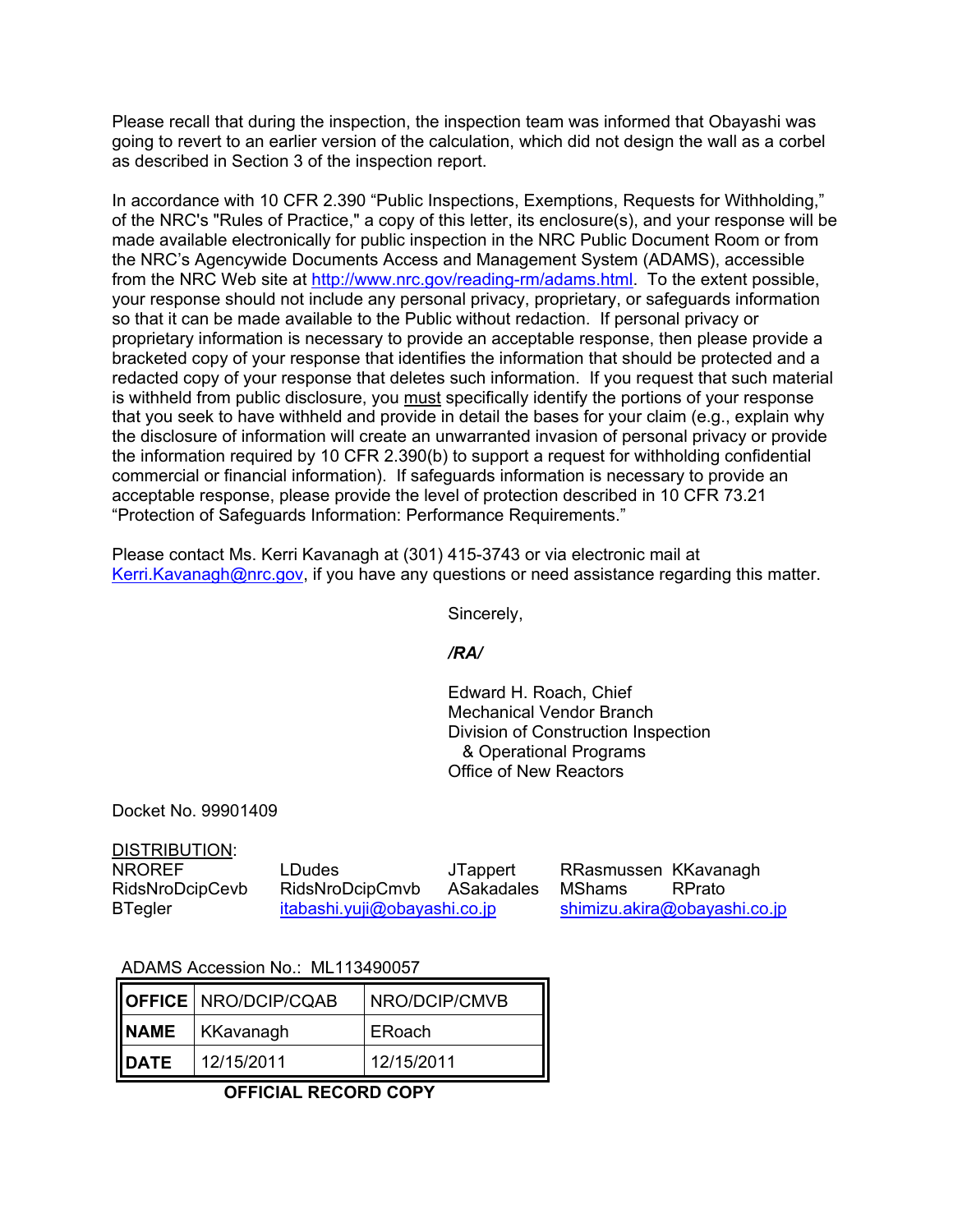Please recall that during the inspection, the inspection team was informed that Obayashi was going to revert to an earlier version of the calculation, which did not design the wall as a corbel as described in Section 3 of the inspection report.

In accordance with 10 CFR 2.390 "Public Inspections, Exemptions, Requests for Withholding," of the NRC's "Rules of Practice," a copy of this letter, its enclosure(s), and your response will be made available electronically for public inspection in the NRC Public Document Room or from the NRC's Agencywide Documents Access and Management System (ADAMS), accessible from the NRC Web site at http://www.nrc.gov/reading-rm/adams.html. To the extent possible, your response should not include any personal privacy, proprietary, or safeguards information so that it can be made available to the Public without redaction. If personal privacy or proprietary information is necessary to provide an acceptable response, then please provide a bracketed copy of your response that identifies the information that should be protected and a redacted copy of your response that deletes such information. If you request that such material is withheld from public disclosure, you must specifically identify the portions of your response that you seek to have withheld and provide in detail the bases for your claim (e.g., explain why the disclosure of information will create an unwarranted invasion of personal privacy or provide the information required by 10 CFR 2.390(b) to support a request for withholding confidential commercial or financial information). If safeguards information is necessary to provide an acceptable response, please provide the level of protection described in 10 CFR 73.21 "Protection of Safeguards Information: Performance Requirements."

Please contact Ms. Kerri Kavanagh at (301) 415-3743 or via electronic mail at Kerri.Kavanagh@nrc.gov, if you have any questions or need assistance regarding this matter.

Sincerely,

*/RA/*

Edward H. Roach, Chief
Mechanical Vendor Branch
Division of Construction Inspection
& Operational Programs
Office of New Reactors

Docket No. 99901409

DISTRIBUTION:

| | | | | |
|---|---|---|---|---|
| NROREF | LDudes | JTappert | RRasmussen | KKavanagh |
| RidsNroDcipCevb | RidsNroDcipCmvb | ASakadales | MShams | RPrato |
| BTegler | itabashi.yuji@obayashi.co.jp | | shimizu.akira@obayashi.co.jp | |

ADAMS Accession No.: ML113490057

| **OFFICE** | NRO/DCIP/CQAB | NRO/DCIP/CMVB |
|---|---|---|
| **NAME** | KKavanagh | ERoach |
| **DATE** | 12/15/2011 | 12/15/2011 |

**OFFICIAL RECORD COPY**